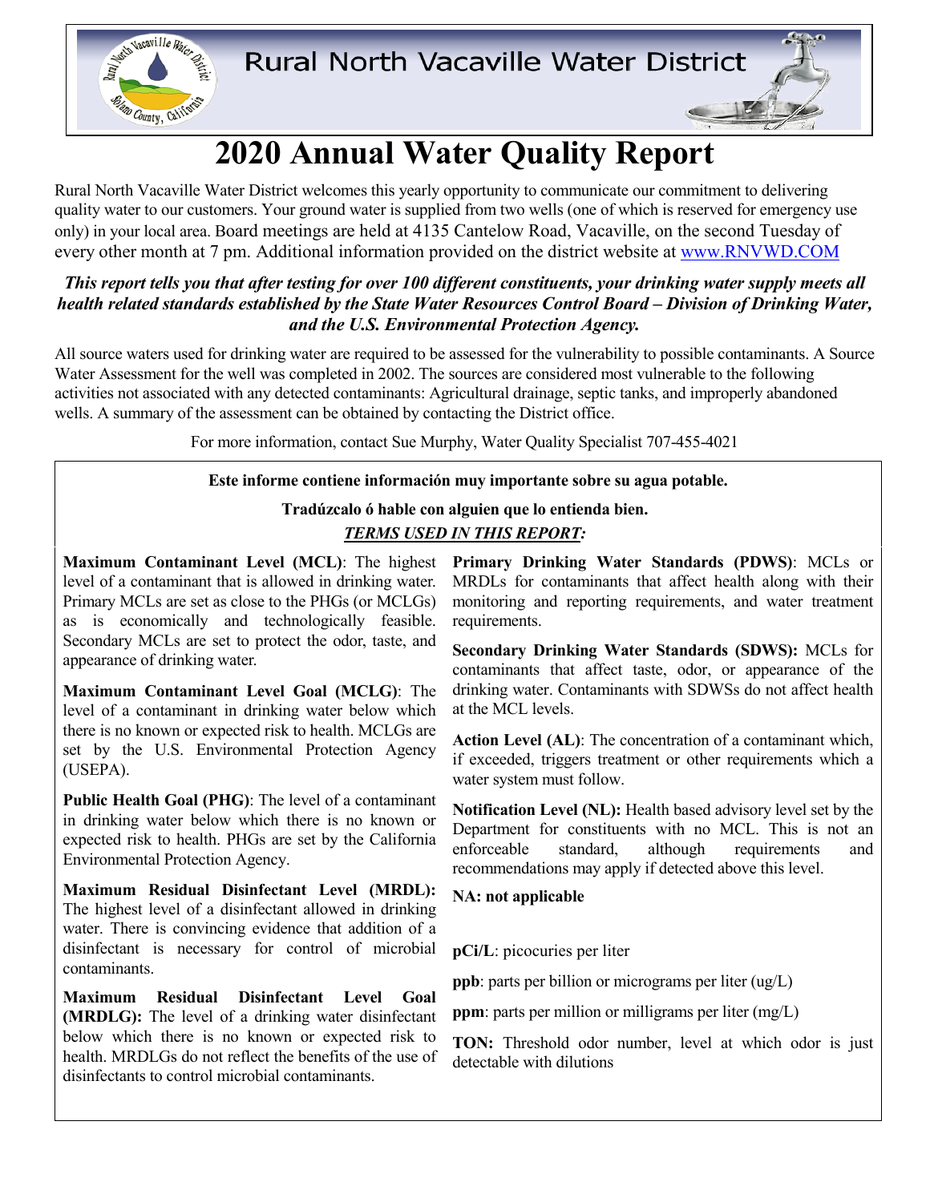# Rural North Vacaville Water District

# 2020 Annual Water Quality Report

Rural North Vacaville Water District welcomes this yearly opportunity to communicate our commitment to delivering quality water to our customers. Your ground water is supplied from two wells (one of which is reserved for emergency use only) in your local area. Board meetings are held at 4135 Cantelow Road, Vacaville, on the second Tuesday of every other month at 7 pm. Additional information provided on the district website at www.RNVWD.COM

***This report tells you that after testing for over 100 different constituents, your drinking water supply meets all health related standards established by the State Water Resources Control Board – Division of Drinking Water, and the U.S. Environmental Protection Agency.***

All source waters used for drinking water are required to be assessed for the vulnerability to possible contaminants. A Source Water Assessment for the well was completed in 2002. The sources are considered most vulnerable to the following activities not associated with any detected contaminants: Agricultural drainage, septic tanks, and improperly abandoned wells. A summary of the assessment can be obtained by contacting the District office.

For more information, contact Sue Murphy, Water Quality Specialist 707-455-4021

**Este informe contiene información muy importante sobre su agua potable.**

**Tradúzcalo ó hable con alguien que lo entienda bien.**

## *TERMS USED IN THIS REPORT:*

**Maximum Contaminant Level (MCL)**: The highest level of a contaminant that is allowed in drinking water. Primary MCLs are set as close to the PHGs (or MCLGs) as is economically and technologically feasible. Secondary MCLs are set to protect the odor, taste, and appearance of drinking water.

**Maximum Contaminant Level Goal (MCLG)**: The level of a contaminant in drinking water below which there is no known or expected risk to health. MCLGs are set by the U.S. Environmental Protection Agency (USEPA).

**Public Health Goal (PHG)**: The level of a contaminant in drinking water below which there is no known or expected risk to health. PHGs are set by the California Environmental Protection Agency.

**Maximum Residual Disinfectant Level (MRDL):** The highest level of a disinfectant allowed in drinking water. There is convincing evidence that addition of a disinfectant is necessary for control of microbial contaminants.

**Maximum Residual Disinfectant Level Goal (MRDLG):** The level of a drinking water disinfectant below which there is no known or expected risk to health. MRDLGs do not reflect the benefits of the use of disinfectants to control microbial contaminants.

**Primary Drinking Water Standards (PDWS)**: MCLs or MRDLs for contaminants that affect health along with their monitoring and reporting requirements, and water treatment requirements.

**Secondary Drinking Water Standards (SDWS):** MCLs for contaminants that affect taste, odor, or appearance of the drinking water. Contaminants with SDWSs do not affect health at the MCL levels.

**Action Level (AL)**: The concentration of a contaminant which, if exceeded, triggers treatment or other requirements which a water system must follow.

**Notification Level (NL):** Health based advisory level set by the Department for constituents with no MCL. This is not an enforceable standard, although requirements and recommendations may apply if detected above this level.

**NA: not applicable**

**pCi/L**: picocuries per liter

**ppb**: parts per billion or micrograms per liter (ug/L)

**ppm**: parts per million or milligrams per liter (mg/L)

**TON:** Threshold odor number, level at which odor is just detectable with dilutions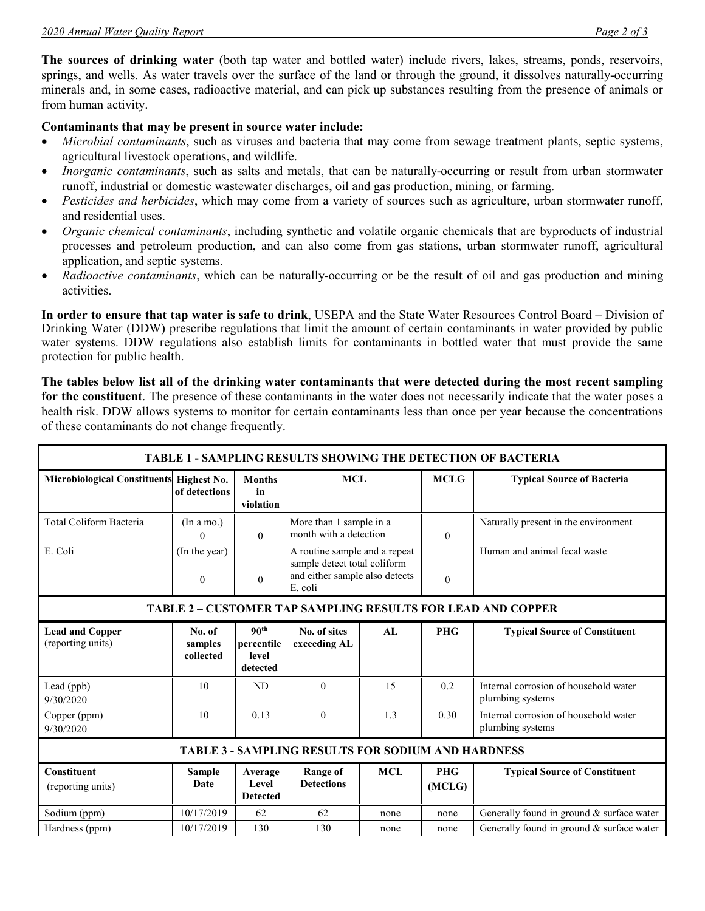**The sources of drinking water** (both tap water and bottled water) include rivers, lakes, streams, ponds, reservoirs, springs, and wells. As water travels over the surface of the land or through the ground, it dissolves naturally-occurring minerals and, in some cases, radioactive material, and can pick up substances resulting from the presence of animals or from human activity.

**Contaminants that may be present in source water include:**

- *Microbial contaminants*, such as viruses and bacteria that may come from sewage treatment plants, septic systems, agricultural livestock operations, and wildlife.
- *Inorganic contaminants*, such as salts and metals, that can be naturally-occurring or result from urban stormwater runoff, industrial or domestic wastewater discharges, oil and gas production, mining, or farming.
- *Pesticides and herbicides*, which may come from a variety of sources such as agriculture, urban stormwater runoff, and residential uses.
- *Organic chemical contaminants*, including synthetic and volatile organic chemicals that are byproducts of industrial processes and petroleum production, and can also come from gas stations, urban stormwater runoff, agricultural application, and septic systems.
- *Radioactive contaminants*, which can be naturally-occurring or be the result of oil and gas production and mining activities.

**In order to ensure that tap water is safe to drink**, USEPA and the State Water Resources Control Board – Division of Drinking Water (DDW) prescribe regulations that limit the amount of certain contaminants in water provided by public water systems. DDW regulations also establish limits for contaminants in bottled water that must provide the same protection for public health.

**The tables below list all of the drinking water contaminants that were detected during the most recent sampling for the constituent**. The presence of these contaminants in the water does not necessarily indicate that the water poses a health risk. DDW allows systems to monitor for certain contaminants less than once per year because the concentrations of these contaminants do not change frequently.

**TABLE 1 - SAMPLING RESULTS SHOWING THE DETECTION OF BACTERIA**

| Microbiological Constituents | Highest No. of detections | Months in violation | MCL | MCLG | Typical Source of Bacteria |
|---|---|---|---|---|---|
| Total Coliform Bacteria | (In a mo.) 0 | 0 | More than 1 sample in a month with a detection | 0 | Naturally present in the environment |
| E. Coli | (In the year) 0 | 0 | A routine sample and a repeat sample detect total coliform and either sample also detects E. coli | 0 | Human and animal fecal waste |

**TABLE 2 – CUSTOMER TAP SAMPLING RESULTS FOR LEAD AND COPPER**

| Lead and Copper (reporting units) | No. of samples collected | 90th percentile level detected | No. of sites exceeding AL | AL | PHG | Typical Source of Constituent |
|---|---|---|---|---|---|---|
| Lead (ppb) 9/30/2020 | 10 | ND | 0 | 15 | 0.2 | Internal corrosion of household water plumbing systems |
| Copper (ppm) 9/30/2020 | 10 | 0.13 | 0 | 1.3 | 0.30 | Internal corrosion of household water plumbing systems |

**TABLE 3 - SAMPLING RESULTS FOR SODIUM AND HARDNESS**

| Constituent (reporting units) | Sample Date | Average Level Detected | Range of Detections | MCL | PHG (MCLG) | Typical Source of Constituent |
|---|---|---|---|---|---|---|
| Sodium (ppm) | 10/17/2019 | 62 | 62 | none | none | Generally found in ground & surface water |
| Hardness (ppm) | 10/17/2019 | 130 | 130 | none | none | Generally found in ground & surface water |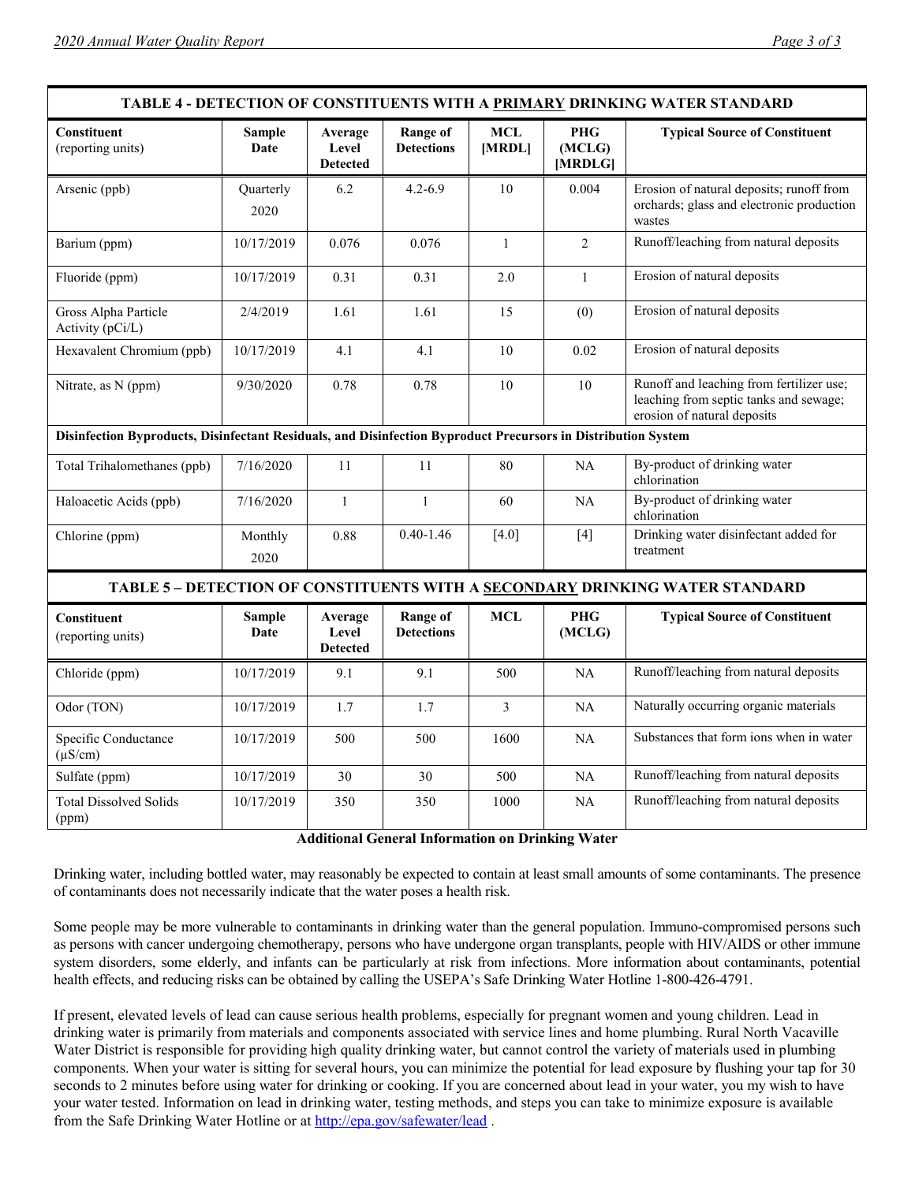## TABLE 4 - DETECTION OF CONSTITUENTS WITH A PRIMARY DRINKING WATER STANDARD

| Constituent (reporting units) | Sample Date | Average Level Detected | Range of Detections | MCL [MRDL] | PHG (MCLG) [MRDLG] | Typical Source of Constituent |
|---|---|---|---|---|---|---|
| Arsenic (ppb) | Quarterly 2020 | 6.2 | 4.2-6.9 | 10 | 0.004 | Erosion of natural deposits; runoff from orchards; glass and electronic production wastes |
| Barium (ppm) | 10/17/2019 | 0.076 | 0.076 | 1 | 2 | Runoff/leaching from natural deposits |
| Fluoride (ppm) | 10/17/2019 | 0.31 | 0.31 | 2.0 | 1 | Erosion of natural deposits |
| Gross Alpha Particle Activity (pCi/L) | 2/4/2019 | 1.61 | 1.61 | 15 | (0) | Erosion of natural deposits |
| Hexavalent Chromium (ppb) | 10/17/2019 | 4.1 | 4.1 | 10 | 0.02 | Erosion of natural deposits |
| Nitrate, as N (ppm) | 9/30/2020 | 0.78 | 0.78 | 10 | 10 | Runoff and leaching from fertilizer use; leaching from septic tanks and sewage; erosion of natural deposits |
| **Disinfection Byproducts, Disinfectant Residuals, and Disinfection Byproduct Precursors in Distribution System** | | | | | | |
| Total Trihalomethanes (ppb) | 7/16/2020 | 11 | 11 | 80 | NA | By-product of drinking water chlorination |
| Haloacetic Acids (ppb) | 7/16/2020 | 1 | 1 | 60 | NA | By-product of drinking water chlorination |
| Chlorine (ppm) | Monthly 2020 | 0.88 | 0.40-1.46 | [4.0] | [4] | Drinking water disinfectant added for treatment |

## TABLE 5 – DETECTION OF CONSTITUENTS WITH A SECONDARY DRINKING WATER STANDARD

| Constituent (reporting units) | Sample Date | Average Level Detected | Range of Detections | MCL | PHG (MCLG) | Typical Source of Constituent |
|---|---|---|---|---|---|---|
| Chloride (ppm) | 10/17/2019 | 9.1 | 9.1 | 500 | NA | Runoff/leaching from natural deposits |
| Odor (TON) | 10/17/2019 | 1.7 | 1.7 | 3 | NA | Naturally occurring organic materials |
| Specific Conductance (μS/cm) | 10/17/2019 | 500 | 500 | 1600 | NA | Substances that form ions when in water |
| Sulfate (ppm) | 10/17/2019 | 30 | 30 | 500 | NA | Runoff/leaching from natural deposits |
| Total Dissolved Solids (ppm) | 10/17/2019 | 350 | 350 | 1000 | NA | Runoff/leaching from natural deposits |

**Additional General Information on Drinking Water**

Drinking water, including bottled water, may reasonably be expected to contain at least small amounts of some contaminants. The presence of contaminants does not necessarily indicate that the water poses a health risk.

Some people may be more vulnerable to contaminants in drinking water than the general population. Immuno-compromised persons such as persons with cancer undergoing chemotherapy, persons who have undergone organ transplants, people with HIV/AIDS or other immune system disorders, some elderly, and infants can be particularly at risk from infections. More information about contaminants, potential health effects, and reducing risks can be obtained by calling the USEPA's Safe Drinking Water Hotline 1-800-426-4791.

If present, elevated levels of lead can cause serious health problems, especially for pregnant women and young children. Lead in drinking water is primarily from materials and components associated with service lines and home plumbing. Rural North Vacaville Water District is responsible for providing high quality drinking water, but cannot control the variety of materials used in plumbing components. When your water is sitting for several hours, you can minimize the potential for lead exposure by flushing your tap for 30 seconds to 2 minutes before using water for drinking or cooking. If you are concerned about lead in your water, you my wish to have your water tested. Information on lead in drinking water, testing methods, and steps you can take to minimize exposure is available from the Safe Drinking Water Hotline or at http://epa.gov/safewater/lead .